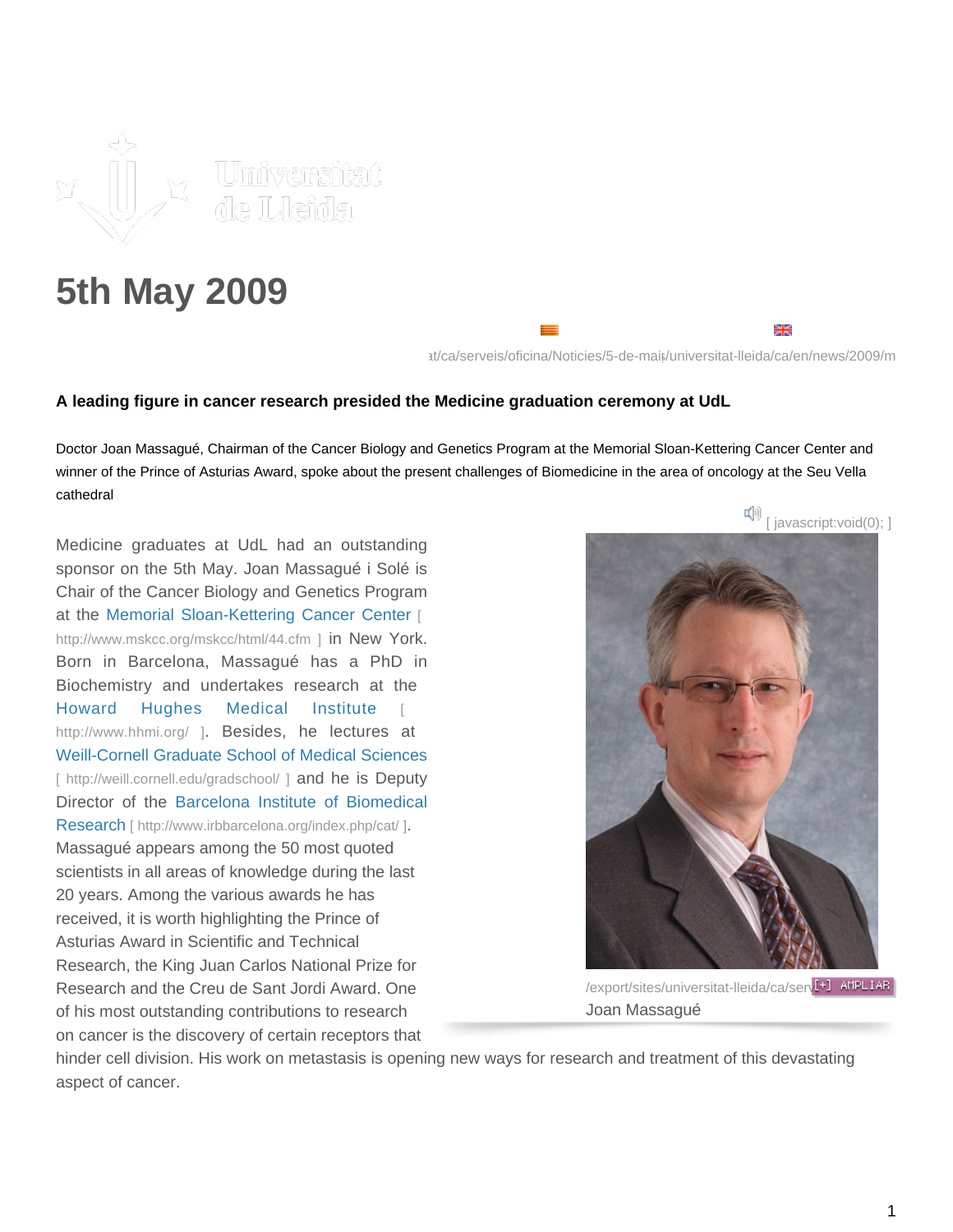# 5th May 2009

at/ca/serveis/oficina/Noticies/5-de-mai/universitat-lleida/ca/en/news/2009/m

**A leading figure in cancer research presided the Medicine graduation ceremony at UdL**

Doctor Joan Massagué, Chairman of the Cancer Biology and Genetics Program at the Memorial Sloan-Kettering Cancer Center and winner of the Prince of Asturias Award, spoke about the present challenges of Biomedicine in the area of oncology at the Seu Vella cathedral

[ javascript:void(0); ]

Medicine graduates at UdL had an outstanding sponsor on the 5th May. Joan Massagué i Solé is Chair of the Cancer Biology and Genetics Program at the Memorial Sloan-Kettering Cancer Center [ http://www.mskcc.org/mskcc/html/44.cfm ] in New York. Born in Barcelona, Massagué has a PhD in Biochemistry and undertakes research at the Howard Hughes Medical Institute [ http://www.hhmi.org/ ]. Besides, he lectures at Weill-Cornell Graduate School of Medical Sciences [ http://weill.cornell.edu/gradschool/ ] and he is Deputy Director of the Barcelona Institute of Biomedical Research [ http://www.irbbarcelona.org/index.php/cat/ ]. Massagué appears among the 50 most quoted scientists in all areas of knowledge during the last 20 years. Among the various awards he has received, it is worth highlighting the Prince of Asturias Award in Scientific and Technical Research, the King Juan Carlos National Prize for Research and the Creu de Sant Jordi Award. One of his most outstanding contributions to research on cancer is the discovery of certain receptors that hinder cell division. His work on metastasis is opening new ways for research and treatment of this devastating aspect of cancer.

/export/sites/universitat-lleida/ca/ser [+] AMPLIAR

Joan Massagué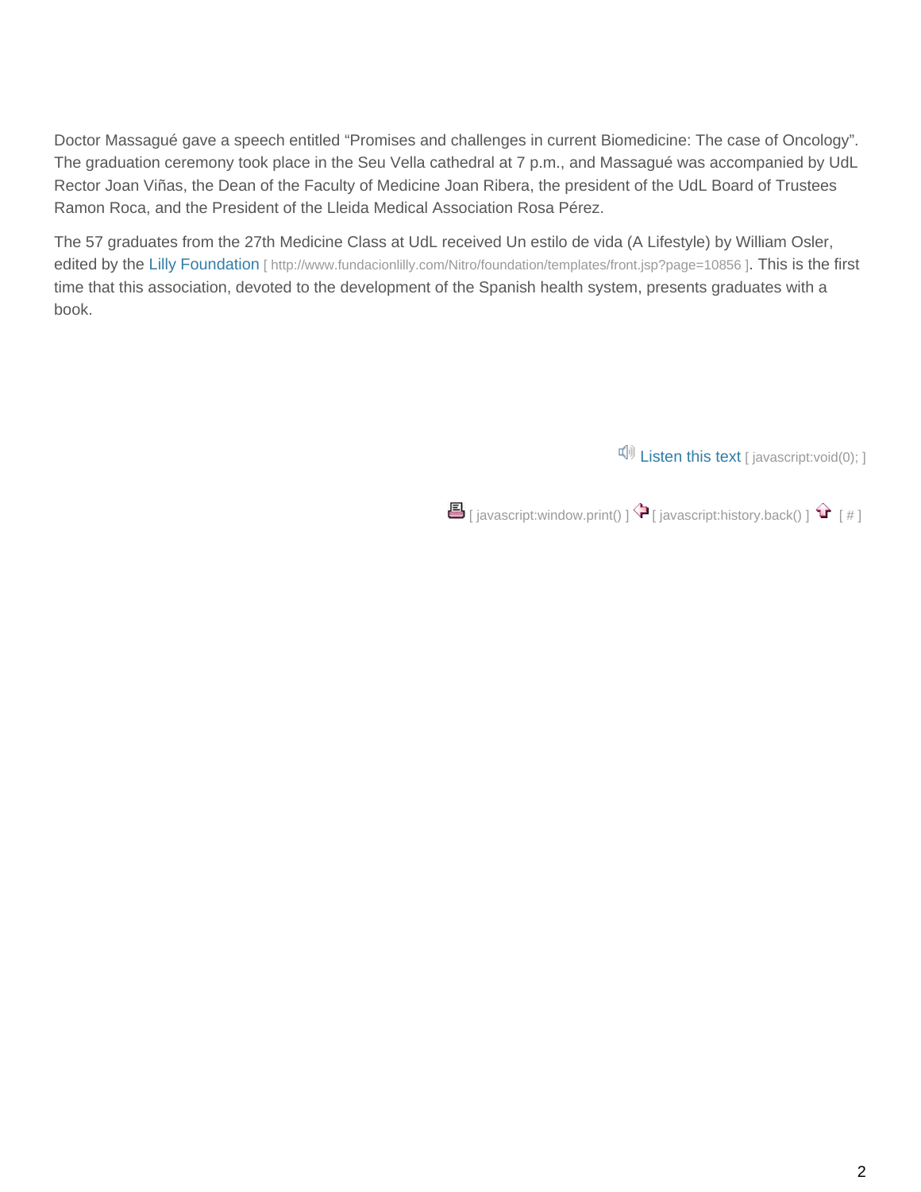Doctor Massagué gave a speech entitled “Promises and challenges in current Biomedicine: The case of Oncology”. The graduation ceremony took place in the Seu Vella cathedral at 7 p.m., and Massagué was accompanied by UdL Rector Joan Viñas, the Dean of the Faculty of Medicine Joan Ribera, the president of the UdL Board of Trustees Ramon Roca, and the President of the Lleida Medical Association Rosa Pérez.

The 57 graduates from the 27th Medicine Class at UdL received Un estilo de vida (A Lifestyle) by William Osler, edited by the Lilly Foundation [ http://www.fundacionlilly.com/Nitro/foundation/templates/front.jsp?page=10856 ]. This is the first time that this association, devoted to the development of the Spanish health system, presents graduates with a book.

Listen this text [ javascript:void(0); ]

[ javascript:window.print() ] [ javascript:history.back() ] [ # ]